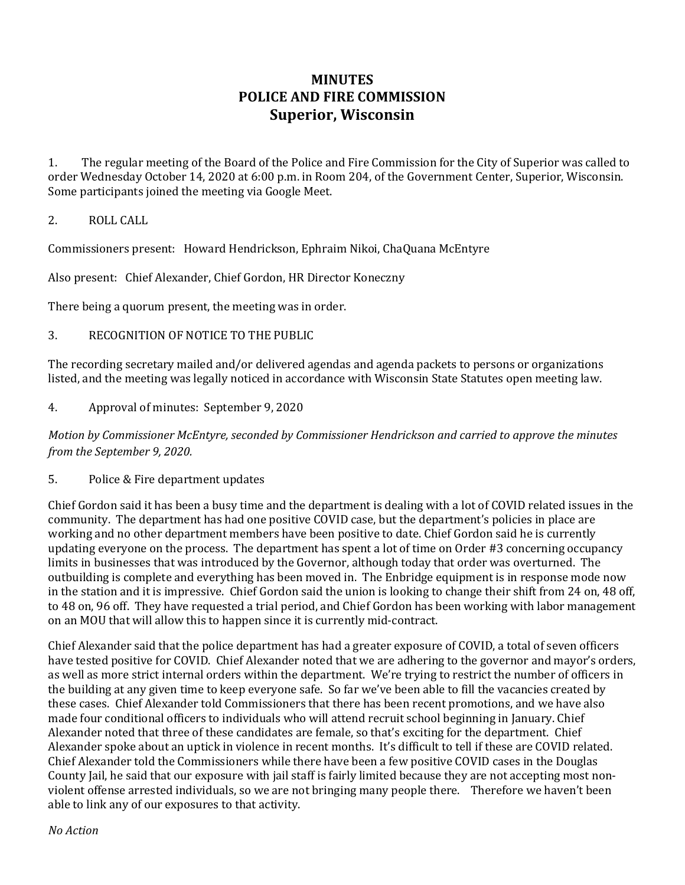# MINUTES
# POLICE AND FIRE COMMISSION
# Superior, Wisconsin

1. The regular meeting of the Board of the Police and Fire Commission for the City of Superior was called to order Wednesday October 14, 2020 at 6:00 p.m. in Room 204, of the Government Center, Superior, Wisconsin. Some participants joined the meeting via Google Meet.

2. ROLL CALL

Commissioners present: Howard Hendrickson, Ephraim Nikoi, ChaQuana McEntyre

Also present: Chief Alexander, Chief Gordon, HR Director Koneczny

There being a quorum present, the meeting was in order.

3. RECOGNITION OF NOTICE TO THE PUBLIC

The recording secretary mailed and/or delivered agendas and agenda packets to persons or organizations listed, and the meeting was legally noticed in accordance with Wisconsin State Statutes open meeting law.

4. Approval of minutes: September 9, 2020

*Motion by Commissioner McEntyre, seconded by Commissioner Hendrickson and carried to approve the minutes from the September 9, 2020.*

5. Police & Fire department updates

Chief Gordon said it has been a busy time and the department is dealing with a lot of COVID related issues in the community. The department has had one positive COVID case, but the department's policies in place are working and no other department members have been positive to date. Chief Gordon said he is currently updating everyone on the process. The department has spent a lot of time on Order #3 concerning occupancy limits in businesses that was introduced by the Governor, although today that order was overturned. The outbuilding is complete and everything has been moved in. The Enbridge equipment is in response mode now in the station and it is impressive. Chief Gordon said the union is looking to change their shift from 24 on, 48 off, to 48 on, 96 off. They have requested a trial period, and Chief Gordon has been working with labor management on an MOU that will allow this to happen since it is currently mid-contract.

Chief Alexander said that the police department has had a greater exposure of COVID, a total of seven officers have tested positive for COVID. Chief Alexander noted that we are adhering to the governor and mayor's orders, as well as more strict internal orders within the department. We're trying to restrict the number of officers in the building at any given time to keep everyone safe. So far we've been able to fill the vacancies created by these cases. Chief Alexander told Commissioners that there has been recent promotions, and we have also made four conditional officers to individuals who will attend recruit school beginning in January. Chief Alexander noted that three of these candidates are female, so that's exciting for the department. Chief Alexander spoke about an uptick in violence in recent months. It's difficult to tell if these are COVID related. Chief Alexander told the Commissioners while there have been a few positive COVID cases in the Douglas County Jail, he said that our exposure with jail staff is fairly limited because they are not accepting most non-violent offense arrested individuals, so we are not bringing many people there. Therefore we haven't been able to link any of our exposures to that activity.

*No Action*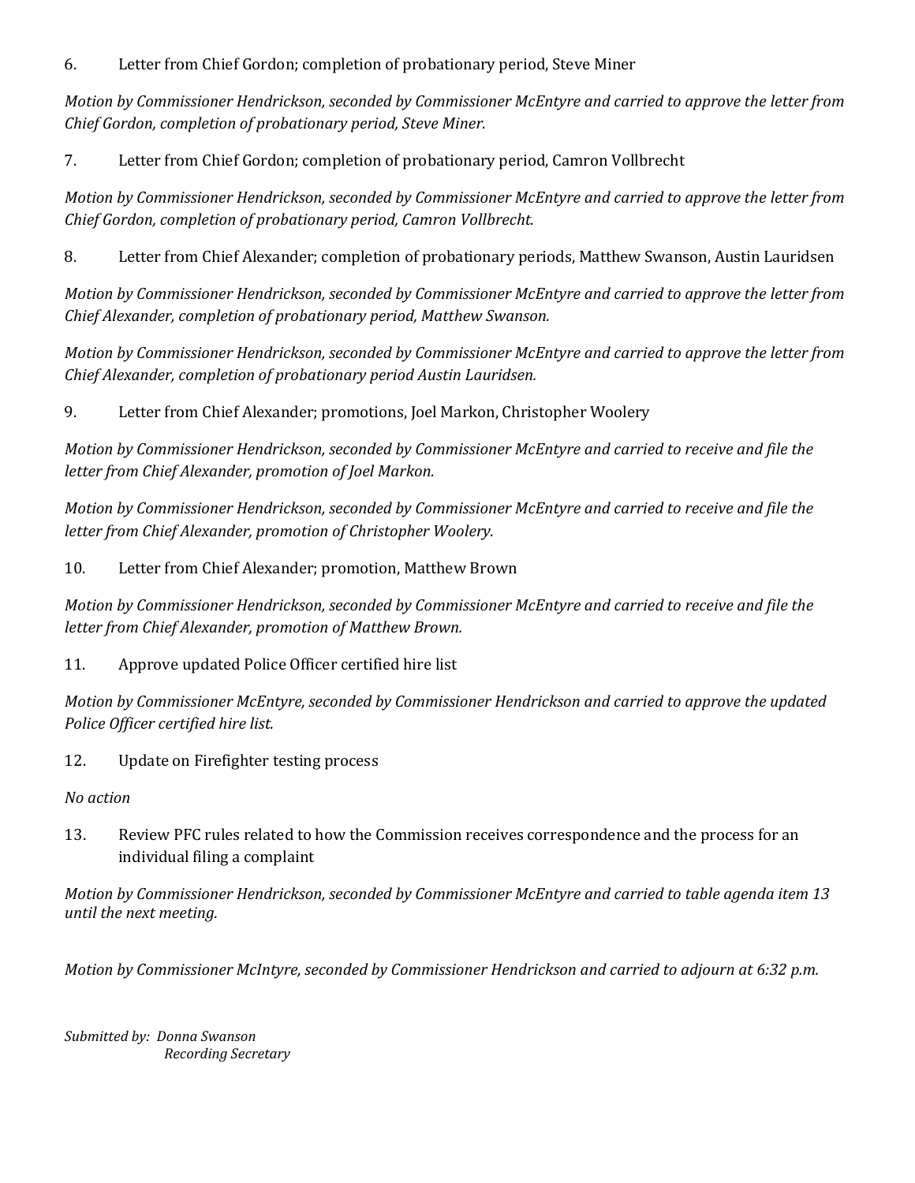6. Letter from Chief Gordon; completion of probationary period, Steve Miner

*Motion by Commissioner Hendrickson, seconded by Commissioner McEntyre and carried to approve the letter from Chief Gordon, completion of probationary period, Steve Miner.*

7. Letter from Chief Gordon; completion of probationary period, Camron Vollbrecht

*Motion by Commissioner Hendrickson, seconded by Commissioner McEntyre and carried to approve the letter from Chief Gordon, completion of probationary period, Camron Vollbrecht.*

8. Letter from Chief Alexander; completion of probationary periods, Matthew Swanson, Austin Lauridsen

*Motion by Commissioner Hendrickson, seconded by Commissioner McEntyre and carried to approve the letter from Chief Alexander, completion of probationary period, Matthew Swanson.*

*Motion by Commissioner Hendrickson, seconded by Commissioner McEntyre and carried to approve the letter from Chief Alexander, completion of probationary period Austin Lauridsen.*

9. Letter from Chief Alexander; promotions, Joel Markon, Christopher Woolery

*Motion by Commissioner Hendrickson, seconded by Commissioner McEntyre and carried to receive and file the letter from Chief Alexander, promotion of Joel Markon.*

*Motion by Commissioner Hendrickson, seconded by Commissioner McEntyre and carried to receive and file the letter from Chief Alexander, promotion of Christopher Woolery.*

10. Letter from Chief Alexander; promotion, Matthew Brown

*Motion by Commissioner Hendrickson, seconded by Commissioner McEntyre and carried to receive and file the letter from Chief Alexander, promotion of Matthew Brown.*

11. Approve updated Police Officer certified hire list

*Motion by Commissioner McEntyre, seconded by Commissioner Hendrickson and carried to approve the updated Police Officer certified hire list.*

12. Update on Firefighter testing process

*No action*

13. Review PFC rules related to how the Commission receives correspondence and the process for an individual filing a complaint

*Motion by Commissioner Hendrickson, seconded by Commissioner McEntyre and carried to table agenda item 13 until the next meeting.*

*Motion by Commissioner McIntyre, seconded by Commissioner Hendrickson and carried to adjourn at 6:32 p.m.*

*Submitted by: Donna Swanson*
*Recording Secretary*